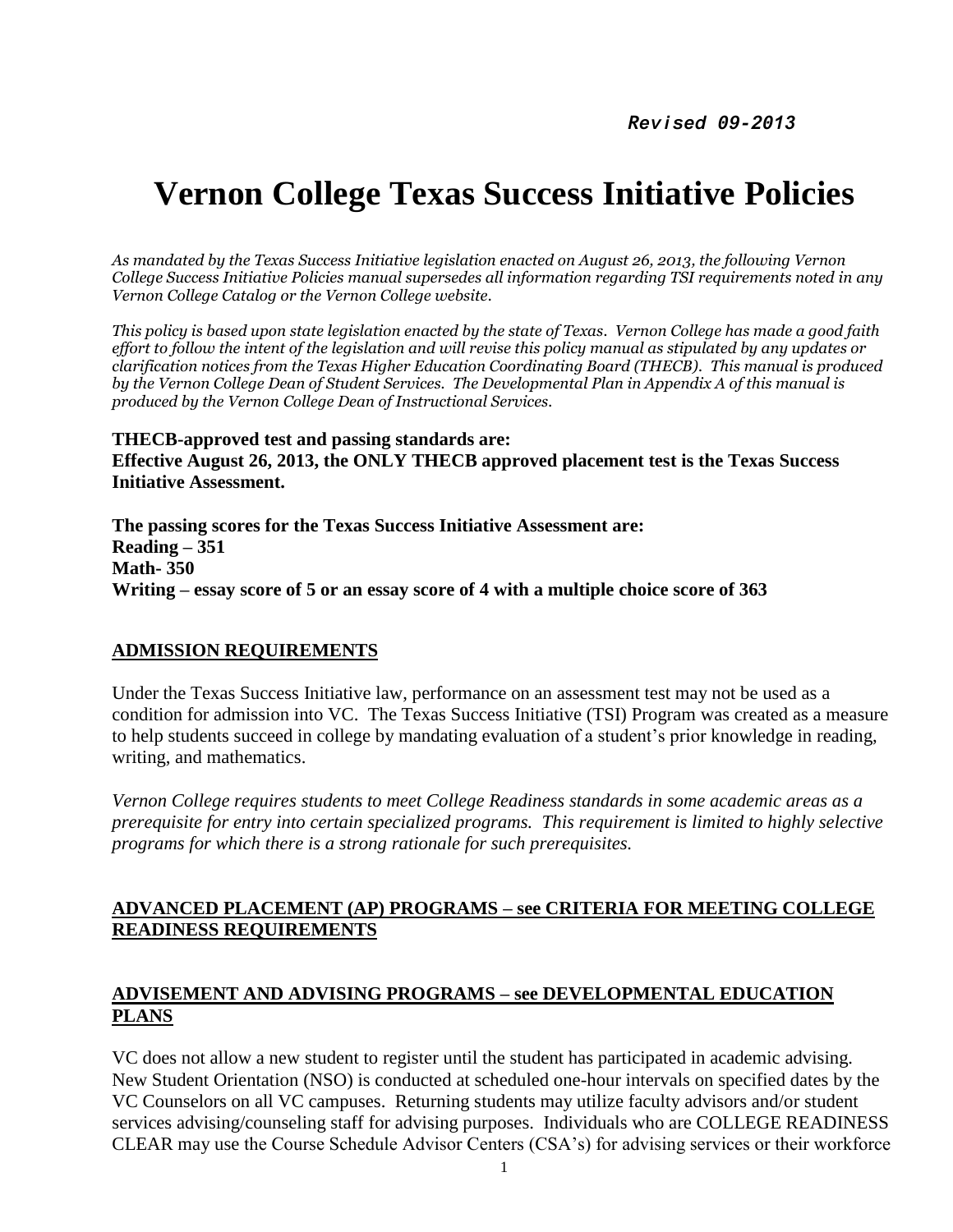*Revised 09-2013*

# Vernon College Texas Success Initiative Policies

*As mandated by the Texas Success Initiative legislation enacted on August 26, 2013, the following Vernon College Success Initiative Policies manual supersedes all information regarding TSI requirements noted in any Vernon College Catalog or the Vernon College website.*

*This policy is based upon state legislation enacted by the state of Texas. Vernon College has made a good faith effort to follow the intent of the legislation and will revise this policy manual as stipulated by any updates or clarification notices from the Texas Higher Education Coordinating Board (THECB). This manual is produced by the Vernon College Dean of Student Services. The Developmental Plan in Appendix A of this manual is produced by the Vernon College Dean of Instructional Services.*

**THECB-approved test and passing standards are:**
**Effective August 26, 2013, the ONLY THECB approved placement test is the Texas Success Initiative Assessment.**

**The passing scores for the Texas Success Initiative Assessment are:**
**Reading – 351**
**Math- 350**
**Writing – essay score of 5 or an essay score of 4 with a multiple choice score of 363**

## ADMISSION REQUIREMENTS

Under the Texas Success Initiative law, performance on an assessment test may not be used as a condition for admission into VC. The Texas Success Initiative (TSI) Program was created as a measure to help students succeed in college by mandating evaluation of a student's prior knowledge in reading, writing, and mathematics.

*Vernon College requires students to meet College Readiness standards in some academic areas as a prerequisite for entry into certain specialized programs. This requirement is limited to highly selective programs for which there is a strong rationale for such prerequisites.*

## ADVANCED PLACEMENT (AP) PROGRAMS – see CRITERIA FOR MEETING COLLEGE READINESS REQUIREMENTS

## ADVISEMENT AND ADVISING PROGRAMS – see DEVELOPMENTAL EDUCATION PLANS

VC does not allow a new student to register until the student has participated in academic advising. New Student Orientation (NSO) is conducted at scheduled one-hour intervals on specified dates by the VC Counselors on all VC campuses. Returning students may utilize faculty advisors and/or student services advising/counseling staff for advising purposes. Individuals who are COLLEGE READINESS CLEAR may use the Course Schedule Advisor Centers (CSA's) for advising services or their workforce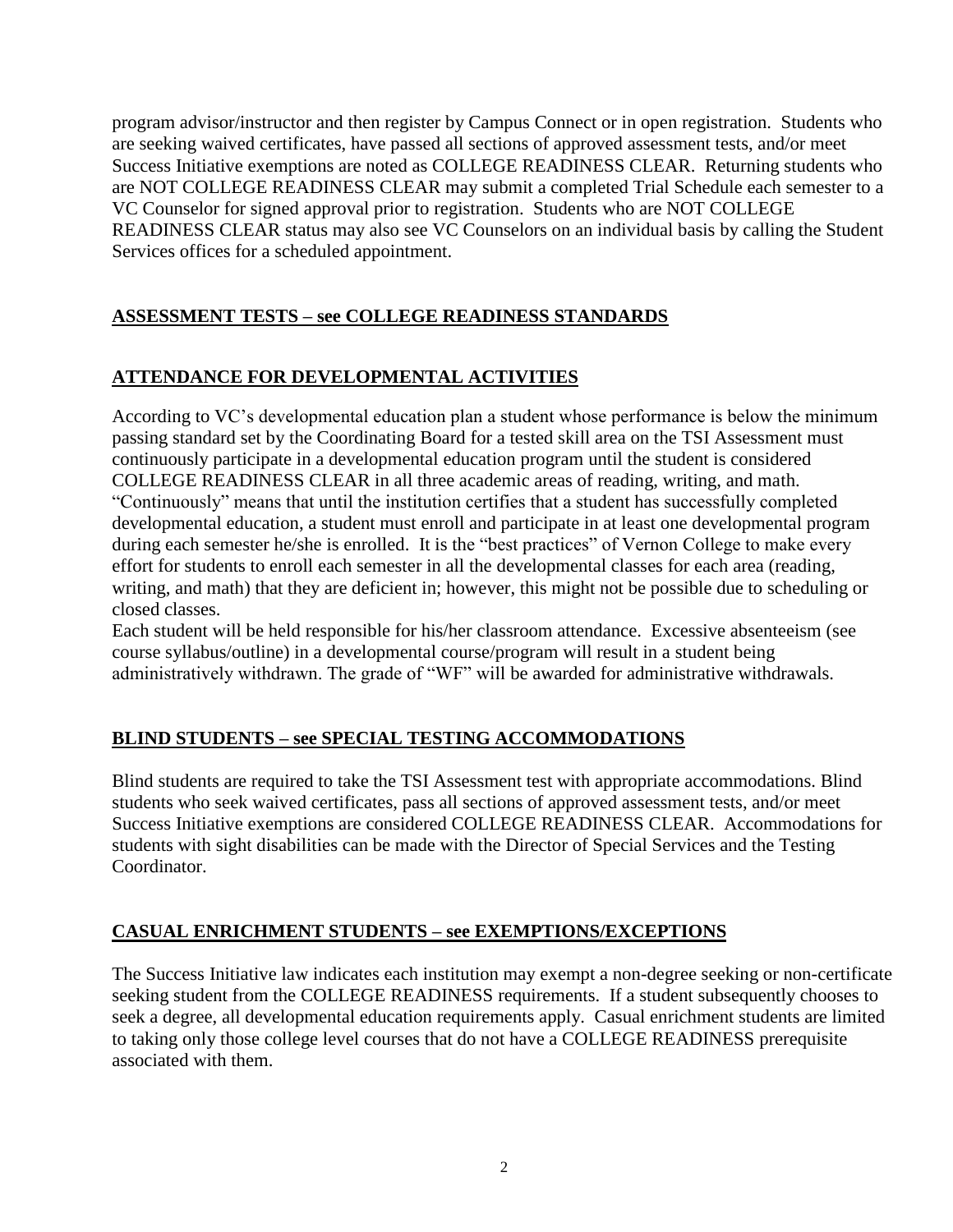program advisor/instructor and then register by Campus Connect or in open registration. Students who are seeking waived certificates, have passed all sections of approved assessment tests, and/or meet Success Initiative exemptions are noted as COLLEGE READINESS CLEAR. Returning students who are NOT COLLEGE READINESS CLEAR may submit a completed Trial Schedule each semester to a VC Counselor for signed approval prior to registration. Students who are NOT COLLEGE READINESS CLEAR status may also see VC Counselors on an individual basis by calling the Student Services offices for a scheduled appointment.

## ASSESSMENT TESTS – see COLLEGE READINESS STANDARDS

## ATTENDANCE FOR DEVELOPMENTAL ACTIVITIES

According to VC's developmental education plan a student whose performance is below the minimum passing standard set by the Coordinating Board for a tested skill area on the TSI Assessment must continuously participate in a developmental education program until the student is considered COLLEGE READINESS CLEAR in all three academic areas of reading, writing, and math. "Continuously" means that until the institution certifies that a student has successfully completed developmental education, a student must enroll and participate in at least one developmental program during each semester he/she is enrolled. It is the "best practices" of Vernon College to make every effort for students to enroll each semester in all the developmental classes for each area (reading, writing, and math) that they are deficient in; however, this might not be possible due to scheduling or closed classes.

Each student will be held responsible for his/her classroom attendance. Excessive absenteeism (see course syllabus/outline) in a developmental course/program will result in a student being administratively withdrawn. The grade of "WF" will be awarded for administrative withdrawals.

## BLIND STUDENTS – see SPECIAL TESTING ACCOMMODATIONS

Blind students are required to take the TSI Assessment test with appropriate accommodations. Blind students who seek waived certificates, pass all sections of approved assessment tests, and/or meet Success Initiative exemptions are considered COLLEGE READINESS CLEAR. Accommodations for students with sight disabilities can be made with the Director of Special Services and the Testing Coordinator.

## CASUAL ENRICHMENT STUDENTS – see EXEMPTIONS/EXCEPTIONS

The Success Initiative law indicates each institution may exempt a non-degree seeking or non-certificate seeking student from the COLLEGE READINESS requirements. If a student subsequently chooses to seek a degree, all developmental education requirements apply. Casual enrichment students are limited to taking only those college level courses that do not have a COLLEGE READINESS prerequisite associated with them.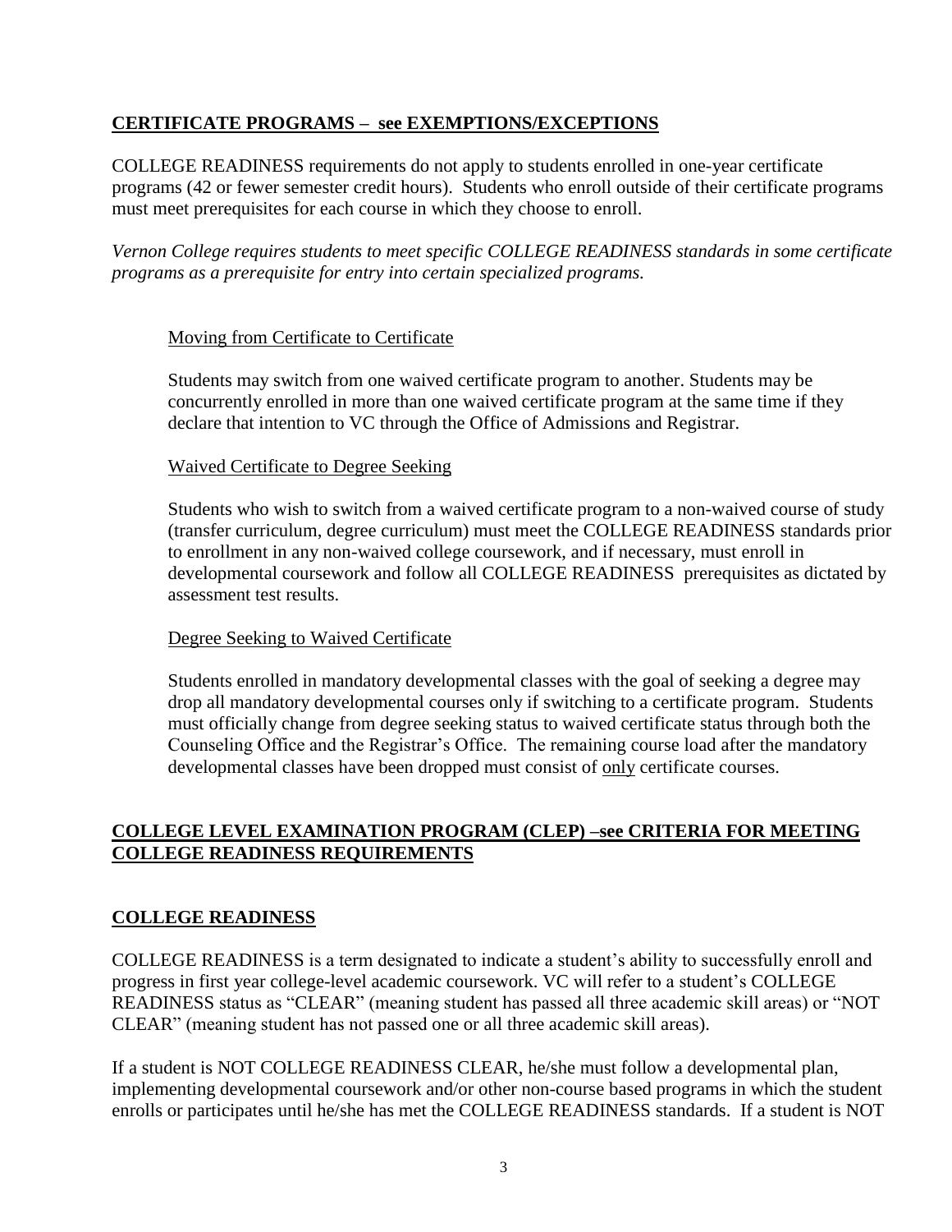## **CERTIFICATE PROGRAMS – see EXEMPTIONS/EXCEPTIONS**

COLLEGE READINESS requirements do not apply to students enrolled in one-year certificate programs (42 or fewer semester credit hours). Students who enroll outside of their certificate programs must meet prerequisites for each course in which they choose to enroll.

*Vernon College requires students to meet specific COLLEGE READINESS standards in some certificate programs as a prerequisite for entry into certain specialized programs.*

### Moving from Certificate to Certificate

Students may switch from one waived certificate program to another. Students may be concurrently enrolled in more than one waived certificate program at the same time if they declare that intention to VC through the Office of Admissions and Registrar.

### Waived Certificate to Degree Seeking

Students who wish to switch from a waived certificate program to a non-waived course of study (transfer curriculum, degree curriculum) must meet the COLLEGE READINESS standards prior to enrollment in any non-waived college coursework, and if necessary, must enroll in developmental coursework and follow all COLLEGE READINESS prerequisites as dictated by assessment test results.

### Degree Seeking to Waived Certificate

Students enrolled in mandatory developmental classes with the goal of seeking a degree may drop all mandatory developmental courses only if switching to a certificate program. Students must officially change from degree seeking status to waived certificate status through both the Counseling Office and the Registrar's Office. The remaining course load after the mandatory developmental classes have been dropped must consist of only certificate courses.

## **COLLEGE LEVEL EXAMINATION PROGRAM (CLEP) –see CRITERIA FOR MEETING COLLEGE READINESS REQUIREMENTS**

## **COLLEGE READINESS**

COLLEGE READINESS is a term designated to indicate a student's ability to successfully enroll and progress in first year college-level academic coursework. VC will refer to a student's COLLEGE READINESS status as "CLEAR" (meaning student has passed all three academic skill areas) or "NOT CLEAR" (meaning student has not passed one or all three academic skill areas).

If a student is NOT COLLEGE READINESS CLEAR, he/she must follow a developmental plan, implementing developmental coursework and/or other non-course based programs in which the student enrolls or participates until he/she has met the COLLEGE READINESS standards. If a student is NOT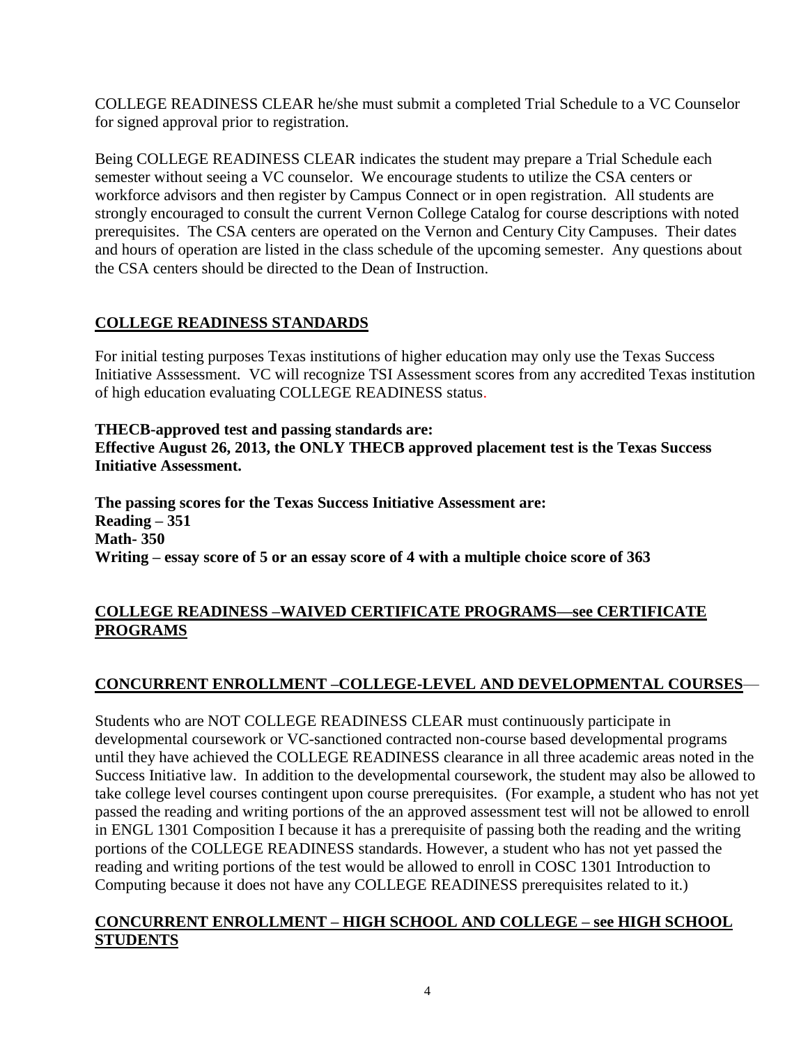COLLEGE READINESS CLEAR he/she must submit a completed Trial Schedule to a VC Counselor for signed approval prior to registration.

Being COLLEGE READINESS CLEAR indicates the student may prepare a Trial Schedule each semester without seeing a VC counselor. We encourage students to utilize the CSA centers or workforce advisors and then register by Campus Connect or in open registration. All students are strongly encouraged to consult the current Vernon College Catalog for course descriptions with noted prerequisites. The CSA centers are operated on the Vernon and Century City Campuses. Their dates and hours of operation are listed in the class schedule of the upcoming semester. Any questions about the CSA centers should be directed to the Dean of Instruction.

## COLLEGE READINESS STANDARDS

For initial testing purposes Texas institutions of higher education may only use the Texas Success Initiative Asssessment. VC will recognize TSI Assessment scores from any accredited Texas institution of high education evaluating COLLEGE READINESS status.

**THECB-approved test and passing standards are:**
**Effective August 26, 2013, the ONLY THECB approved placement test is the Texas Success Initiative Assessment.**

**The passing scores for the Texas Success Initiative Assessment are:**
**Reading – 351**
**Math- 350**
**Writing – essay score of 5 or an essay score of 4 with a multiple choice score of 363**

## COLLEGE READINESS –WAIVED CERTIFICATE PROGRAMS—see CERTIFICATE PROGRAMS

## CONCURRENT ENROLLMENT –COLLEGE-LEVEL AND DEVELOPMENTAL COURSES—

Students who are NOT COLLEGE READINESS CLEAR must continuously participate in developmental coursework or VC-sanctioned contracted non-course based developmental programs until they have achieved the COLLEGE READINESS clearance in all three academic areas noted in the Success Initiative law. In addition to the developmental coursework, the student may also be allowed to take college level courses contingent upon course prerequisites. (For example, a student who has not yet passed the reading and writing portions of the an approved assessment test will not be allowed to enroll in ENGL 1301 Composition I because it has a prerequisite of passing both the reading and the writing portions of the COLLEGE READINESS standards. However, a student who has not yet passed the reading and writing portions of the test would be allowed to enroll in COSC 1301 Introduction to Computing because it does not have any COLLEGE READINESS prerequisites related to it.)

## CONCURRENT ENROLLMENT – HIGH SCHOOL AND COLLEGE – see HIGH SCHOOL STUDENTS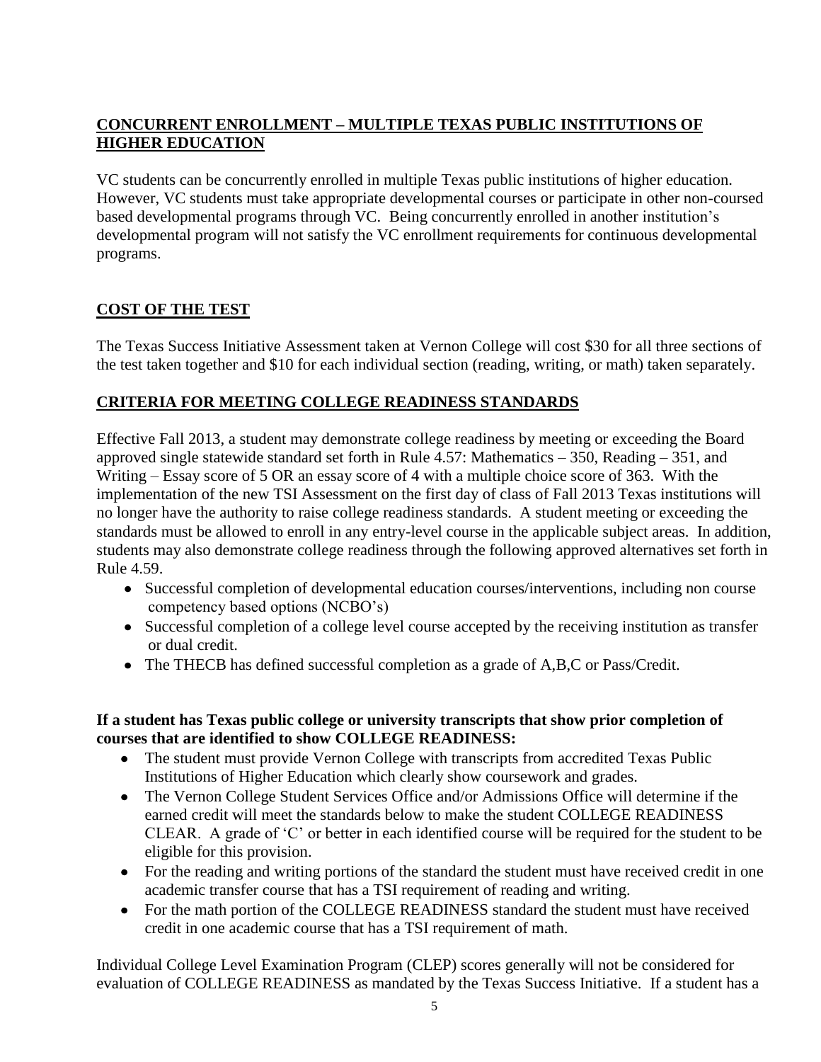## CONCURRENT ENROLLMENT – MULTIPLE TEXAS PUBLIC INSTITUTIONS OF HIGHER EDUCATION

VC students can be concurrently enrolled in multiple Texas public institutions of higher education. However, VC students must take appropriate developmental courses or participate in other non-coursed based developmental programs through VC. Being concurrently enrolled in another institution's developmental program will not satisfy the VC enrollment requirements for continuous developmental programs.

## COST OF THE TEST

The Texas Success Initiative Assessment taken at Vernon College will cost $30 for all three sections of the test taken together and $10 for each individual section (reading, writing, or math) taken separately.

## CRITERIA FOR MEETING COLLEGE READINESS STANDARDS

Effective Fall 2013, a student may demonstrate college readiness by meeting or exceeding the Board approved single statewide standard set forth in Rule 4.57: Mathematics – 350, Reading – 351, and Writing – Essay score of 5 OR an essay score of 4 with a multiple choice score of 363. With the implementation of the new TSI Assessment on the first day of class of Fall 2013 Texas institutions will no longer have the authority to raise college readiness standards. A student meeting or exceeding the standards must be allowed to enroll in any entry-level course in the applicable subject areas. In addition, students may also demonstrate college readiness through the following approved alternatives set forth in Rule 4.59.

- Successful completion of developmental education courses/interventions, including non course competency based options (NCBO's)
- Successful completion of a college level course accepted by the receiving institution as transfer or dual credit.
- The THECB has defined successful completion as a grade of A,B,C or Pass/Credit.

**If a student has Texas public college or university transcripts that show prior completion of courses that are identified to show COLLEGE READINESS:**

- The student must provide Vernon College with transcripts from accredited Texas Public Institutions of Higher Education which clearly show coursework and grades.
- The Vernon College Student Services Office and/or Admissions Office will determine if the earned credit will meet the standards below to make the student COLLEGE READINESS CLEAR. A grade of 'C' or better in each identified course will be required for the student to be eligible for this provision.
- For the reading and writing portions of the standard the student must have received credit in one academic transfer course that has a TSI requirement of reading and writing.
- For the math portion of the COLLEGE READINESS standard the student must have received credit in one academic course that has a TSI requirement of math.

Individual College Level Examination Program (CLEP) scores generally will not be considered for evaluation of COLLEGE READINESS as mandated by the Texas Success Initiative. If a student has a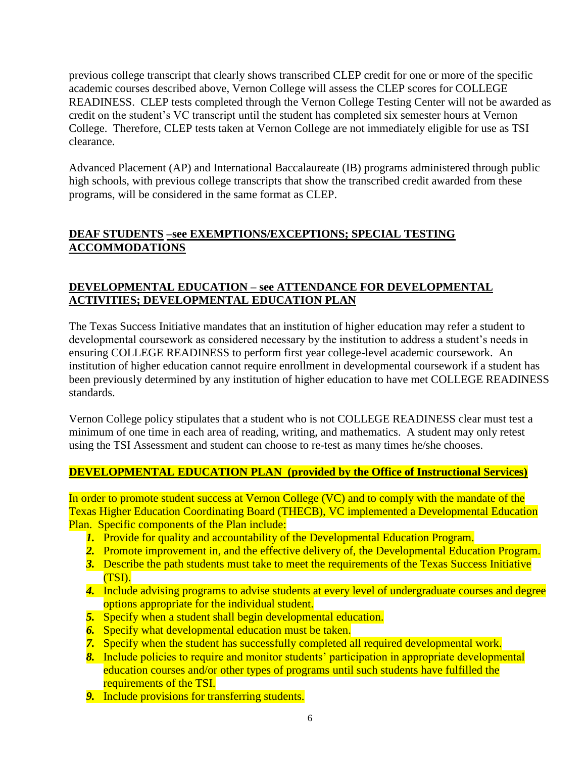previous college transcript that clearly shows transcribed CLEP credit for one or more of the specific academic courses described above, Vernon College will assess the CLEP scores for COLLEGE READINESS. CLEP tests completed through the Vernon College Testing Center will not be awarded as credit on the student's VC transcript until the student has completed six semester hours at Vernon College. Therefore, CLEP tests taken at Vernon College are not immediately eligible for use as TSI clearance.

Advanced Placement (AP) and International Baccalaureate (IB) programs administered through public high schools, with previous college transcripts that show the transcribed credit awarded from these programs, will be considered in the same format as CLEP.

**DEAF STUDENTS –see EXEMPTIONS/EXCEPTIONS; SPECIAL TESTING ACCOMMODATIONS**

**DEVELOPMENTAL EDUCATION – see ATTENDANCE FOR DEVELOPMENTAL ACTIVITIES; DEVELOPMENTAL EDUCATION PLAN**

The Texas Success Initiative mandates that an institution of higher education may refer a student to developmental coursework as considered necessary by the institution to address a student's needs in ensuring COLLEGE READINESS to perform first year college-level academic coursework. An institution of higher education cannot require enrollment in developmental coursework if a student has been previously determined by any institution of higher education to have met COLLEGE READINESS standards.

Vernon College policy stipulates that a student who is not COLLEGE READINESS clear must test a minimum of one time in each area of reading, writing, and mathematics. A student may only retest using the TSI Assessment and student can choose to re-test as many times he/she chooses.

**DEVELOPMENTAL EDUCATION PLAN (provided by the Office of Instructional Services)**

In order to promote student success at Vernon College (VC) and to comply with the mandate of the Texas Higher Education Coordinating Board (THECB), VC implemented a Developmental Education Plan. Specific components of the Plan include:

1. Provide for quality and accountability of the Developmental Education Program.
2. Promote improvement in, and the effective delivery of, the Developmental Education Program.
3. Describe the path students must take to meet the requirements of the Texas Success Initiative (TSI).
4. Include advising programs to advise students at every level of undergraduate courses and degree options appropriate for the individual student.
5. Specify when a student shall begin developmental education.
6. Specify what developmental education must be taken.
7. Specify when the student has successfully completed all required developmental work.
8. Include policies to require and monitor students' participation in appropriate developmental education courses and/or other types of programs until such students have fulfilled the requirements of the TSI.
9. Include provisions for transferring students.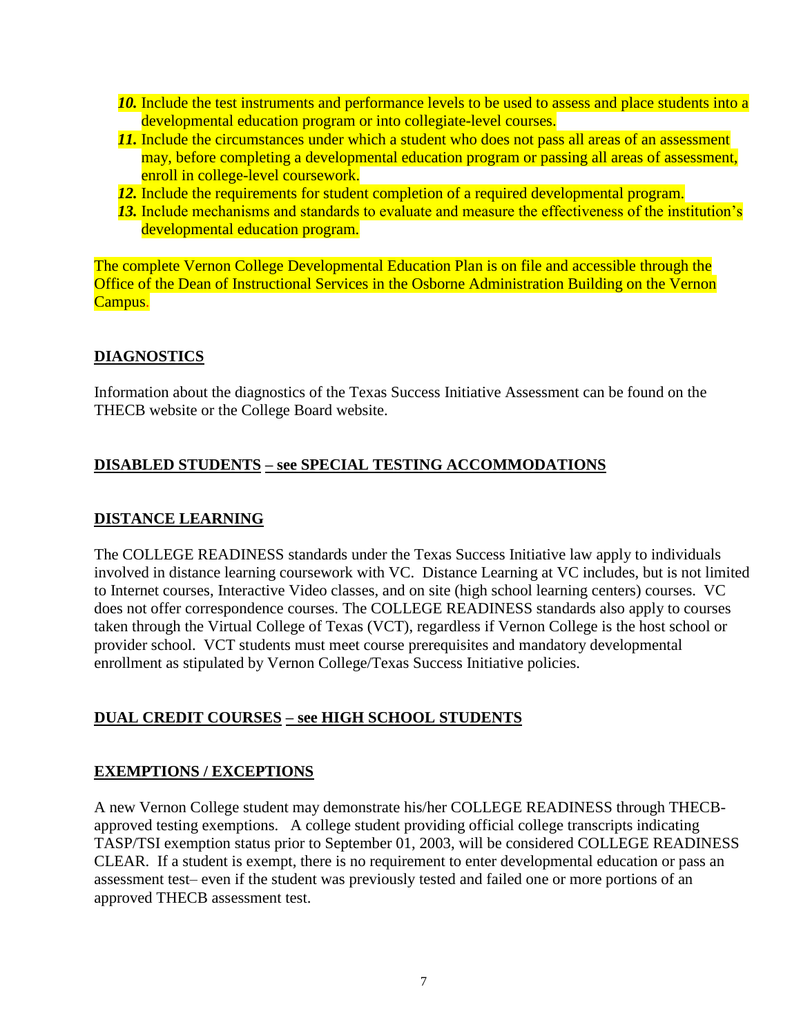10. Include the test instruments and performance levels to be used to assess and place students into a developmental education program or into collegiate-level courses.
11. Include the circumstances under which a student who does not pass all areas of an assessment may, before completing a developmental education program or passing all areas of assessment, enroll in college-level coursework.
12. Include the requirements for student completion of a required developmental program.
13. Include mechanisms and standards to evaluate and measure the effectiveness of the institution's developmental education program.

The complete Vernon College Developmental Education Plan is on file and accessible through the Office of the Dean of Instructional Services in the Osborne Administration Building on the Vernon Campus.

## DIAGNOSTICS

Information about the diagnostics of the Texas Success Initiative Assessment can be found on the THECB website or the College Board website.

## DISABLED STUDENTS – see SPECIAL TESTING ACCOMMODATIONS

## DISTANCE LEARNING

The COLLEGE READINESS standards under the Texas Success Initiative law apply to individuals involved in distance learning coursework with VC. Distance Learning at VC includes, but is not limited to Internet courses, Interactive Video classes, and on site (high school learning centers) courses. VC does not offer correspondence courses. The COLLEGE READINESS standards also apply to courses taken through the Virtual College of Texas (VCT), regardless if Vernon College is the host school or provider school. VCT students must meet course prerequisites and mandatory developmental enrollment as stipulated by Vernon College/Texas Success Initiative policies.

## DUAL CREDIT COURSES – see HIGH SCHOOL STUDENTS

## EXEMPTIONS / EXCEPTIONS

A new Vernon College student may demonstrate his/her COLLEGE READINESS through THECB-approved testing exemptions. A college student providing official college transcripts indicating TASP/TSI exemption status prior to September 01, 2003, will be considered COLLEGE READINESS CLEAR. If a student is exempt, there is no requirement to enter developmental education or pass an assessment test– even if the student was previously tested and failed one or more portions of an approved THECB assessment test.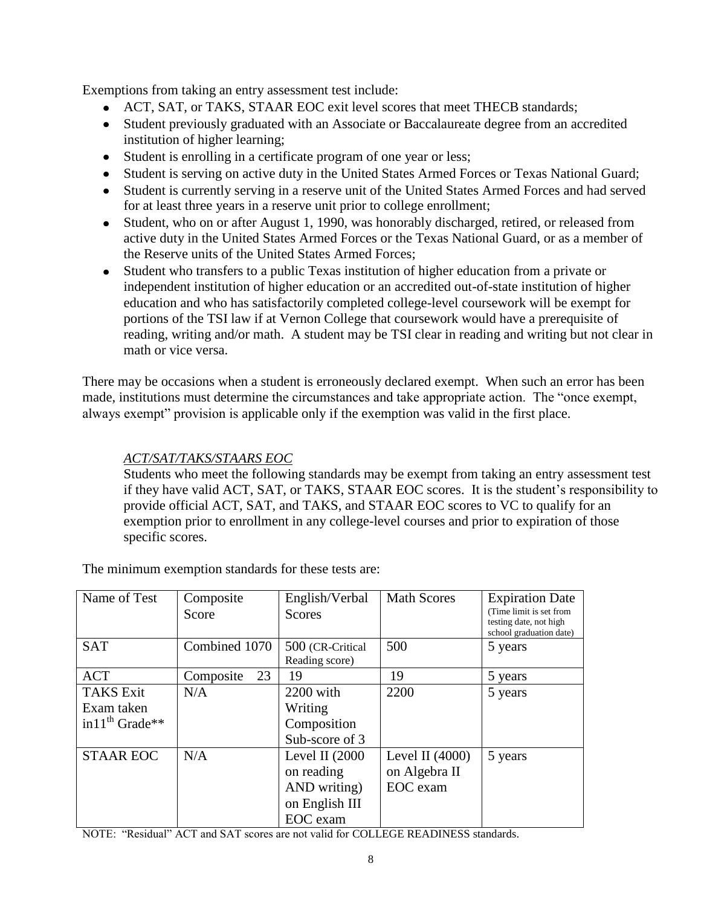Exemptions from taking an entry assessment test include:

- ACT, SAT, or TAKS, STAAR EOC exit level scores that meet THECB standards;
- Student previously graduated with an Associate or Baccalaureate degree from an accredited institution of higher learning;
- Student is enrolling in a certificate program of one year or less;
- Student is serving on active duty in the United States Armed Forces or Texas National Guard;
- Student is currently serving in a reserve unit of the United States Armed Forces and had served for at least three years in a reserve unit prior to college enrollment;
- Student, who on or after August 1, 1990, was honorably discharged, retired, or released from active duty in the United States Armed Forces or the Texas National Guard, or as a member of the Reserve units of the United States Armed Forces;
- Student who transfers to a public Texas institution of higher education from a private or independent institution of higher education or an accredited out-of-state institution of higher education and who has satisfactorily completed college-level coursework will be exempt for portions of the TSI law if at Vernon College that coursework would have a prerequisite of reading, writing and/or math. A student may be TSI clear in reading and writing but not clear in math or vice versa.

There may be occasions when a student is erroneously declared exempt. When such an error has been made, institutions must determine the circumstances and take appropriate action. The "once exempt, always exempt" provision is applicable only if the exemption was valid in the first place.

*ACT/SAT/TAKS/STAARS EOC*

Students who meet the following standards may be exempt from taking an entry assessment test if they have valid ACT, SAT, or TAKS, STAAR EOC scores. It is the student's responsibility to provide official ACT, SAT, and TAKS, and STAAR EOC scores to VC to qualify for an exemption prior to enrollment in any college-level courses and prior to expiration of those specific scores.

The minimum exemption standards for these tests are:

| Name of Test | Composite Score | English/Verbal Scores | Math Scores | Expiration Date (Time limit is set from testing date, not high school graduation date) |
|---|---|---|---|---|
| SAT | Combined 1070 | 500 (CR-Critical Reading score) | 500 | 5 years |
| ACT | Composite 23 | 19 | 19 | 5 years |
| TAKS Exit Exam taken in11th Grade** | N/A | 2200 with Writing Composition Sub-score of 3 | 2200 | 5 years |
| STAAR EOC | N/A | Level II (2000 on reading AND writing) on English III EOC exam | Level II (4000) on Algebra II EOC exam | 5 years |

NOTE: "Residual" ACT and SAT scores are not valid for COLLEGE READINESS standards.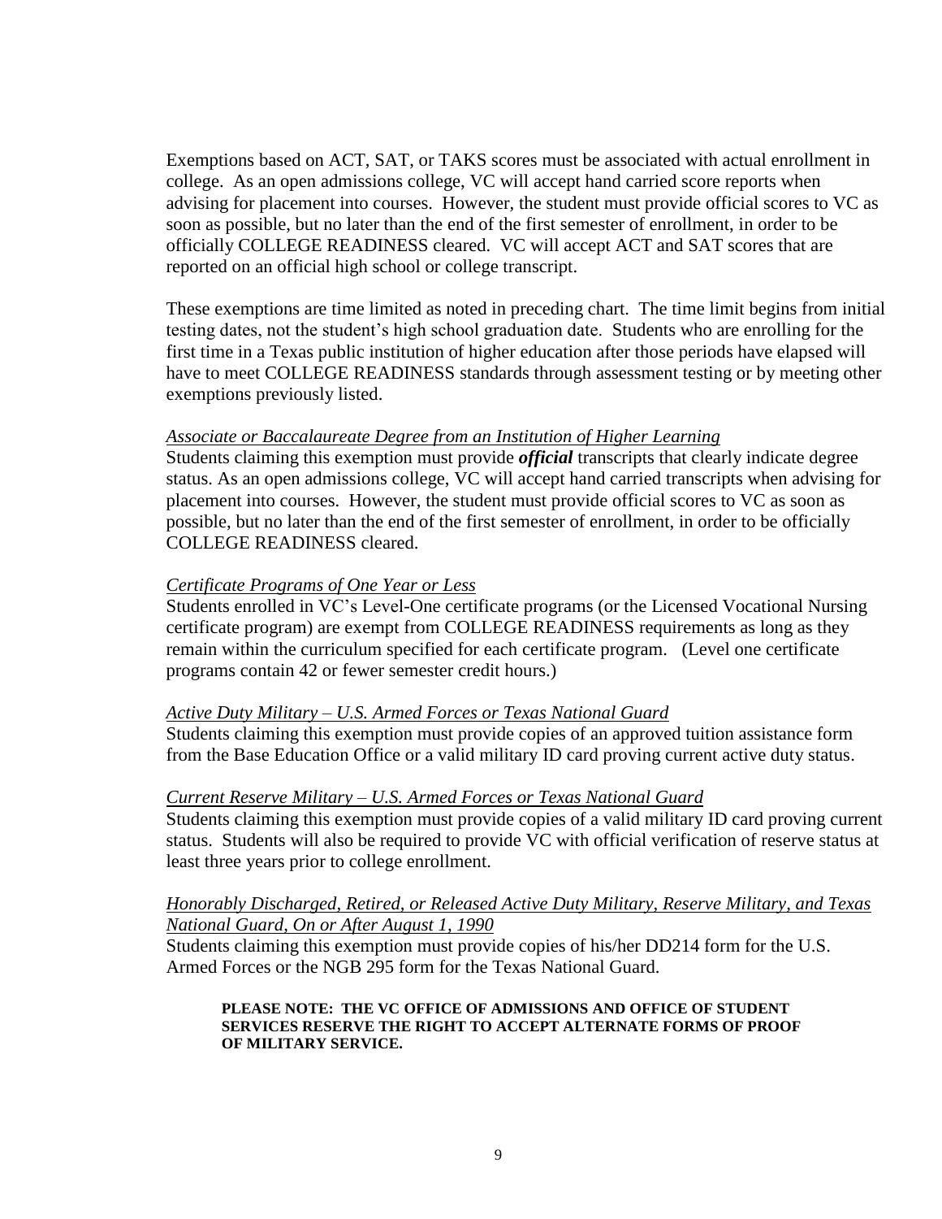Exemptions based on ACT, SAT, or TAKS scores must be associated with actual enrollment in college. As an open admissions college, VC will accept hand carried score reports when advising for placement into courses. However, the student must provide official scores to VC as soon as possible, but no later than the end of the first semester of enrollment, in order to be officially COLLEGE READINESS cleared. VC will accept ACT and SAT scores that are reported on an official high school or college transcript.

These exemptions are time limited as noted in preceding chart. The time limit begins from initial testing dates, not the student's high school graduation date. Students who are enrolling for the first time in a Texas public institution of higher education after those periods have elapsed will have to meet COLLEGE READINESS standards through assessment testing or by meeting other exemptions previously listed.

*Associate or Baccalaureate Degree from an Institution of Higher Learning*

Students claiming this exemption must provide ***official*** transcripts that clearly indicate degree status. As an open admissions college, VC will accept hand carried transcripts when advising for placement into courses. However, the student must provide official scores to VC as soon as possible, but no later than the end of the first semester of enrollment, in order to be officially COLLEGE READINESS cleared.

*Certificate Programs of One Year or Less*

Students enrolled in VC's Level-One certificate programs (or the Licensed Vocational Nursing certificate program) are exempt from COLLEGE READINESS requirements as long as they remain within the curriculum specified for each certificate program. (Level one certificate programs contain 42 or fewer semester credit hours.)

*Active Duty Military – U.S. Armed Forces or Texas National Guard*

Students claiming this exemption must provide copies of an approved tuition assistance form from the Base Education Office or a valid military ID card proving current active duty status.

*Current Reserve Military – U.S. Armed Forces or Texas National Guard*

Students claiming this exemption must provide copies of a valid military ID card proving current status. Students will also be required to provide VC with official verification of reserve status at least three years prior to college enrollment.

*Honorably Discharged, Retired, or Released Active Duty Military, Reserve Military, and Texas National Guard, On or After August 1, 1990*

Students claiming this exemption must provide copies of his/her DD214 form for the U.S. Armed Forces or the NGB 295 form for the Texas National Guard.

**PLEASE NOTE: THE VC OFFICE OF ADMISSIONS AND OFFICE OF STUDENT SERVICES RESERVE THE RIGHT TO ACCEPT ALTERNATE FORMS OF PROOF OF MILITARY SERVICE.**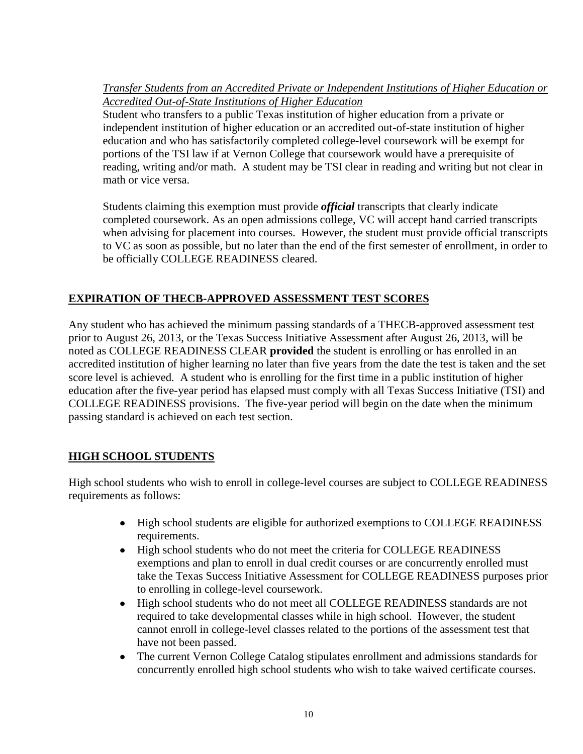*<u>Transfer Students from an Accredited Private or Independent Institutions of Higher Education or Accredited Out-of-State Institutions of Higher Education</u>*

Student who transfers to a public Texas institution of higher education from a private or independent institution of higher education or an accredited out-of-state institution of higher education and who has satisfactorily completed college-level coursework will be exempt for portions of the TSI law if at Vernon College that coursework would have a prerequisite of reading, writing and/or math. A student may be TSI clear in reading and writing but not clear in math or vice versa.

Students claiming this exemption must provide ***official*** transcripts that clearly indicate completed coursework. As an open admissions college, VC will accept hand carried transcripts when advising for placement into courses. However, the student must provide official transcripts to VC as soon as possible, but no later than the end of the first semester of enrollment, in order to be officially COLLEGE READINESS cleared.

## <u>EXPIRATION OF THECB-APPROVED ASSESSMENT TEST SCORES</u>

Any student who has achieved the minimum passing standards of a THECB-approved assessment test prior to August 26, 2013, or the Texas Success Initiative Assessment after August 26, 2013, will be noted as COLLEGE READINESS CLEAR **provided** the student is enrolling or has enrolled in an accredited institution of higher learning no later than five years from the date the test is taken and the set score level is achieved. A student who is enrolling for the first time in a public institution of higher education after the five-year period has elapsed must comply with all Texas Success Initiative (TSI) and COLLEGE READINESS provisions. The five-year period will begin on the date when the minimum passing standard is achieved on each test section.

## <u>HIGH SCHOOL STUDENTS</u>

High school students who wish to enroll in college-level courses are subject to COLLEGE READINESS requirements as follows:

- High school students are eligible for authorized exemptions to COLLEGE READINESS requirements.
- High school students who do not meet the criteria for COLLEGE READINESS exemptions and plan to enroll in dual credit courses or are concurrently enrolled must take the Texas Success Initiative Assessment for COLLEGE READINESS purposes prior to enrolling in college-level coursework.
- High school students who do not meet all COLLEGE READINESS standards are not required to take developmental classes while in high school. However, the student cannot enroll in college-level classes related to the portions of the assessment test that have not been passed.
- The current Vernon College Catalog stipulates enrollment and admissions standards for concurrently enrolled high school students who wish to take waived certificate courses.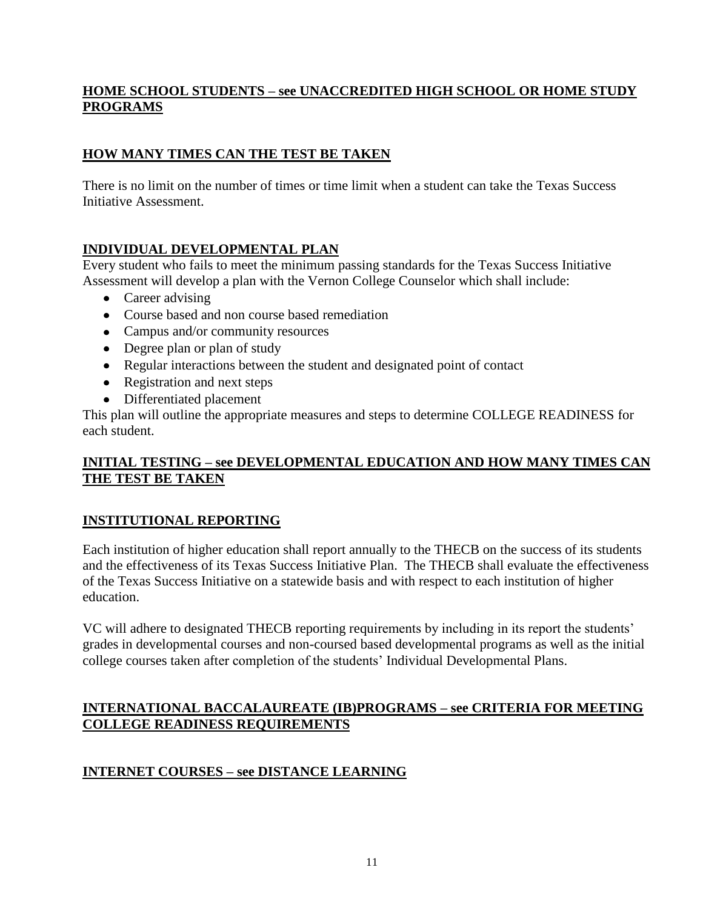**HOME SCHOOL STUDENTS – see UNACCREDITED HIGH SCHOOL OR HOME STUDY PROGRAMS**

**HOW MANY TIMES CAN THE TEST BE TAKEN**

There is no limit on the number of times or time limit when a student can take the Texas Success Initiative Assessment.

**INDIVIDUAL DEVELOPMENTAL PLAN**

Every student who fails to meet the minimum passing standards for the Texas Success Initiative Assessment will develop a plan with the Vernon College Counselor which shall include:

- Career advising
- Course based and non course based remediation
- Campus and/or community resources
- Degree plan or plan of study
- Regular interactions between the student and designated point of contact
- Registration and next steps
- Differentiated placement

This plan will outline the appropriate measures and steps to determine COLLEGE READINESS for each student.

**INITIAL TESTING – see DEVELOPMENTAL EDUCATION AND HOW MANY TIMES CAN THE TEST BE TAKEN**

**INSTITUTIONAL REPORTING**

Each institution of higher education shall report annually to the THECB on the success of its students and the effectiveness of its Texas Success Initiative Plan. The THECB shall evaluate the effectiveness of the Texas Success Initiative on a statewide basis and with respect to each institution of higher education.

VC will adhere to designated THECB reporting requirements by including in its report the students' grades in developmental courses and non-coursed based developmental programs as well as the initial college courses taken after completion of the students' Individual Developmental Plans.

**INTERNATIONAL BACCALAUREATE (IB)PROGRAMS – see CRITERIA FOR MEETING COLLEGE READINESS REQUIREMENTS**

**INTERNET COURSES – see DISTANCE LEARNING**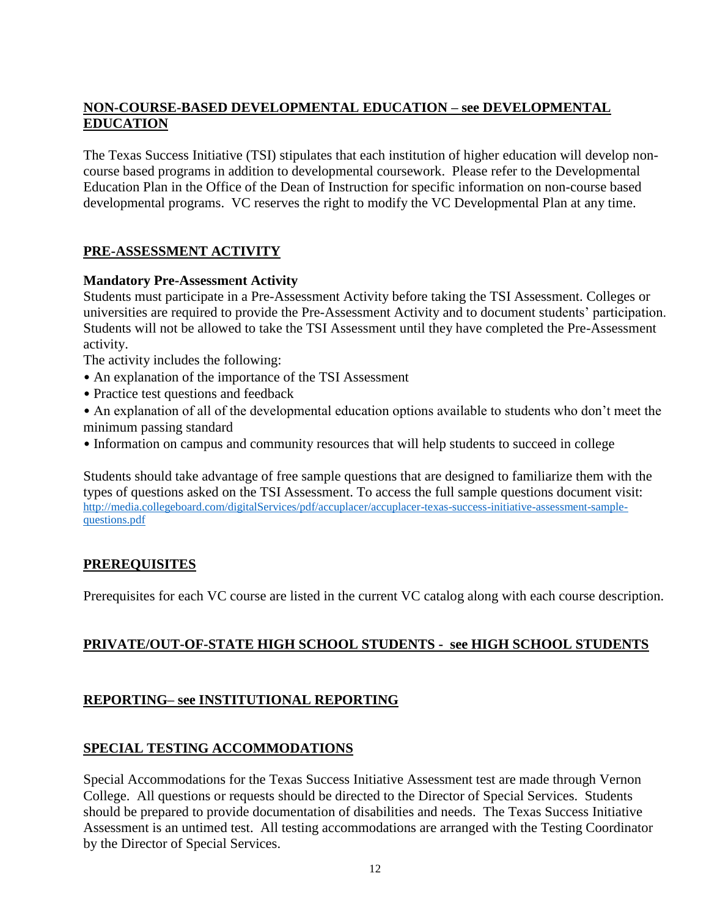## NON-COURSE-BASED DEVELOPMENTAL EDUCATION – see DEVELOPMENTAL EDUCATION

The Texas Success Initiative (TSI) stipulates that each institution of higher education will develop non-course based programs in addition to developmental coursework. Please refer to the Developmental Education Plan in the Office of the Dean of Instruction for specific information on non-course based developmental programs. VC reserves the right to modify the VC Developmental Plan at any time.

## PRE-ASSESSMENT ACTIVITY

**Mandatory Pre-Assessment Activity**

Students must participate in a Pre-Assessment Activity before taking the TSI Assessment. Colleges or universities are required to provide the Pre-Assessment Activity and to document students' participation. Students will not be allowed to take the TSI Assessment until they have completed the Pre-Assessment activity.

The activity includes the following:

- An explanation of the importance of the TSI Assessment
- Practice test questions and feedback
- An explanation of all of the developmental education options available to students who don't meet the minimum passing standard
- Information on campus and community resources that will help students to succeed in college

Students should take advantage of free sample questions that are designed to familiarize them with the types of questions asked on the TSI Assessment. To access the full sample questions document visit: http://media.collegeboard.com/digitalServices/pdf/accuplacer/accuplacer-texas-success-initiative-assessment-sample-questions.pdf

## PREREQUISITES

Prerequisites for each VC course are listed in the current VC catalog along with each course description.

## PRIVATE/OUT-OF-STATE HIGH SCHOOL STUDENTS - see HIGH SCHOOL STUDENTS

## REPORTING– see INSTITUTIONAL REPORTING

## SPECIAL TESTING ACCOMMODATIONS

Special Accommodations for the Texas Success Initiative Assessment test are made through Vernon College. All questions or requests should be directed to the Director of Special Services. Students should be prepared to provide documentation of disabilities and needs. The Texas Success Initiative Assessment is an untimed test. All testing accommodations are arranged with the Testing Coordinator by the Director of Special Services.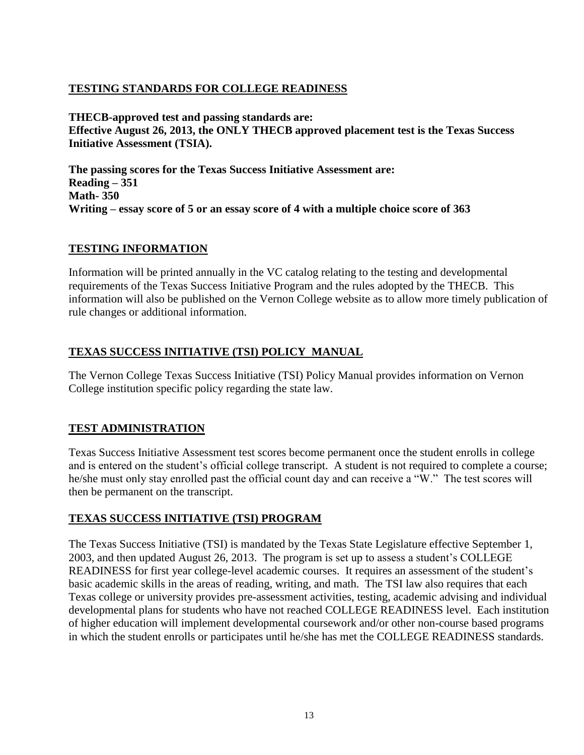## TESTING STANDARDS FOR COLLEGE READINESS

**THECB-approved test and passing standards are:**
**Effective August 26, 2013, the ONLY THECB approved placement test is the Texas Success Initiative Assessment (TSIA).**

**The passing scores for the Texas Success Initiative Assessment are:**
**Reading – 351**
**Math- 350**
**Writing – essay score of 5 or an essay score of 4 with a multiple choice score of 363**

## TESTING INFORMATION

Information will be printed annually in the VC catalog relating to the testing and developmental requirements of the Texas Success Initiative Program and the rules adopted by the THECB. This information will also be published on the Vernon College website as to allow more timely publication of rule changes or additional information.

## TEXAS SUCCESS INITIATIVE (TSI) POLICY MANUAL

The Vernon College Texas Success Initiative (TSI) Policy Manual provides information on Vernon College institution specific policy regarding the state law.

## TEST ADMINISTRATION

Texas Success Initiative Assessment test scores become permanent once the student enrolls in college and is entered on the student's official college transcript. A student is not required to complete a course; he/she must only stay enrolled past the official count day and can receive a "W." The test scores will then be permanent on the transcript.

## TEXAS SUCCESS INITIATIVE (TSI) PROGRAM

The Texas Success Initiative (TSI) is mandated by the Texas State Legislature effective September 1, 2003, and then updated August 26, 2013. The program is set up to assess a student's COLLEGE READINESS for first year college-level academic courses. It requires an assessment of the student's basic academic skills in the areas of reading, writing, and math. The TSI law also requires that each Texas college or university provides pre-assessment activities, testing, academic advising and individual developmental plans for students who have not reached COLLEGE READINESS level. Each institution of higher education will implement developmental coursework and/or other non-course based programs in which the student enrolls or participates until he/she has met the COLLEGE READINESS standards.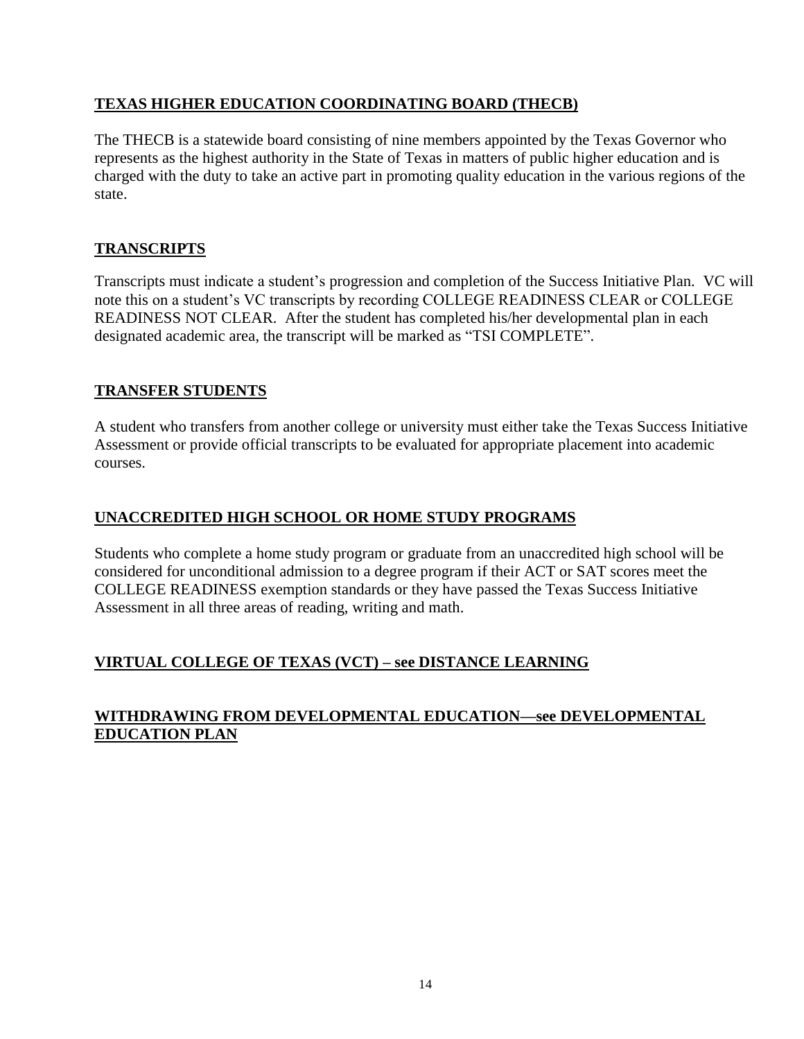## TEXAS HIGHER EDUCATION COORDINATING BOARD (THECB)

The THECB is a statewide board consisting of nine members appointed by the Texas Governor who represents as the highest authority in the State of Texas in matters of public higher education and is charged with the duty to take an active part in promoting quality education in the various regions of the state.

## TRANSCRIPTS

Transcripts must indicate a student's progression and completion of the Success Initiative Plan. VC will note this on a student's VC transcripts by recording COLLEGE READINESS CLEAR or COLLEGE READINESS NOT CLEAR. After the student has completed his/her developmental plan in each designated academic area, the transcript will be marked as "TSI COMPLETE".

## TRANSFER STUDENTS

A student who transfers from another college or university must either take the Texas Success Initiative Assessment or provide official transcripts to be evaluated for appropriate placement into academic courses.

## UNACCREDITED HIGH SCHOOL OR HOME STUDY PROGRAMS

Students who complete a home study program or graduate from an unaccredited high school will be considered for unconditional admission to a degree program if their ACT or SAT scores meet the COLLEGE READINESS exemption standards or they have passed the Texas Success Initiative Assessment in all three areas of reading, writing and math.

## VIRTUAL COLLEGE OF TEXAS (VCT) – see DISTANCE LEARNING

## WITHDRAWING FROM DEVELOPMENTAL EDUCATION—see DEVELOPMENTAL EDUCATION PLAN